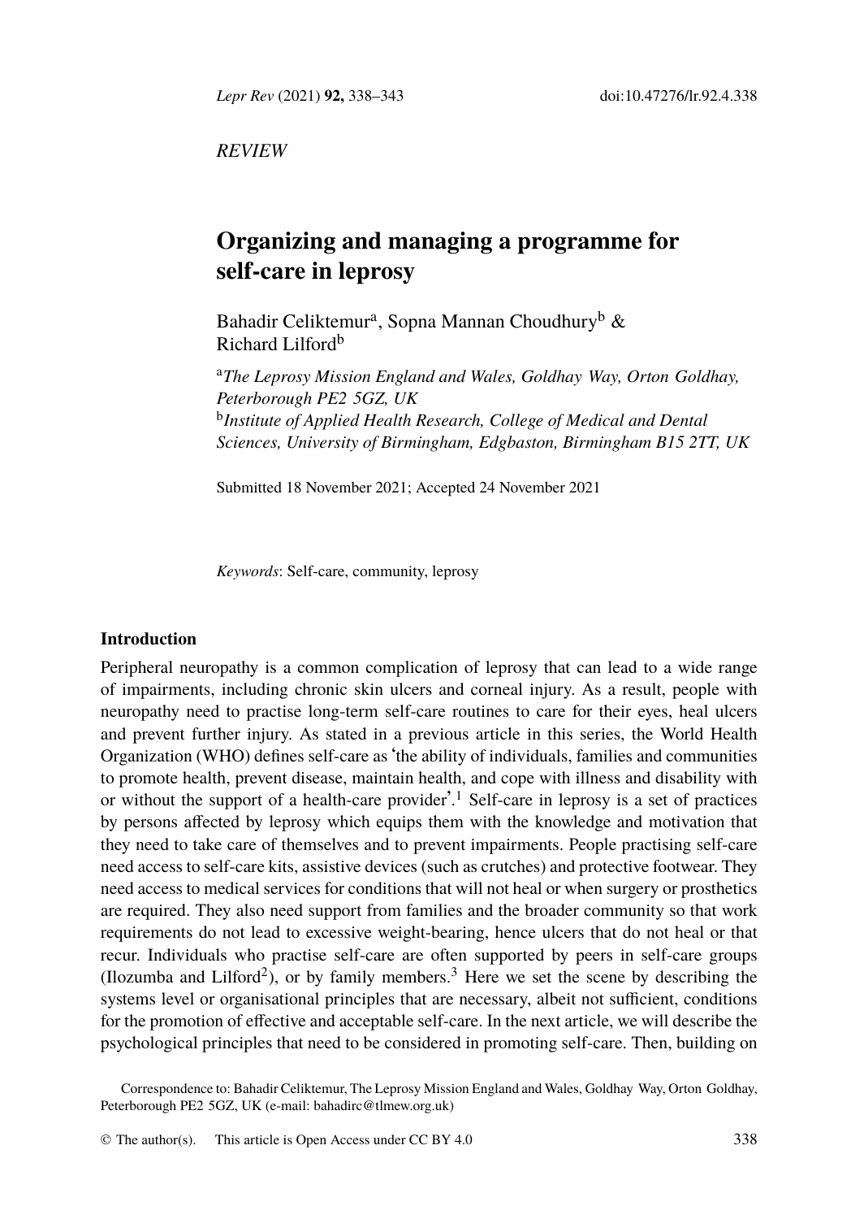*REVIEW*

# Organizing and managing a programme for self-care in leprosy

Bahadir Celiktemur[a], Sopna Mannan Choudhury[b] & Richard Lilford[b]

[a]*The Leprosy Mission England and Wales, Goldhay Way, Orton Goldhay, Peterborough PE2 5GZ, UK*
[b]*Institute of Applied Health Research, College of Medical and Dental Sciences, University of Birmingham, Edgbaston, Birmingham B15 2TT, UK*

Submitted 18 November 2021; Accepted 24 November 2021

*Keywords*: Self-care, community, leprosy

## Introduction

Peripheral neuropathy is a common complication of leprosy that can lead to a wide range of impairments, including chronic skin ulcers and corneal injury. As a result, people with neuropathy need to practise long-term self-care routines to care for their eyes, heal ulcers and prevent further injury. As stated in a previous article in this series, the World Health Organization (WHO) defines self-care as 'the ability of individuals, families and communities to promote health, prevent disease, maintain health, and cope with illness and disability with or without the support of a health-care provider'.[1] Self-care in leprosy is a set of practices by persons affected by leprosy which equips them with the knowledge and motivation that they need to take care of themselves and to prevent impairments. People practising self-care need access to self-care kits, assistive devices (such as crutches) and protective footwear. They need access to medical services for conditions that will not heal or when surgery or prosthetics are required. They also need support from families and the broader community so that work requirements do not lead to excessive weight-bearing, hence ulcers that do not heal or that recur. Individuals who practise self-care are often supported by peers in self-care groups (Ilozumba and Lilford[2]), or by family members.[3] Here we set the scene by describing the systems level or organisational principles that are necessary, albeit not sufficient, conditions for the promotion of effective and acceptable self-care. In the next article, we will describe the psychological principles that need to be considered in promoting self-care. Then, building on

Correspondence to: Bahadir Celiktemur, The Leprosy Mission England and Wales, Goldhay Way, Orton Goldhay, Peterborough PE2 5GZ, UK (e-mail: bahadirc@tlmew.org.uk)

© The author(s). This article is Open Access under CC BY 4.0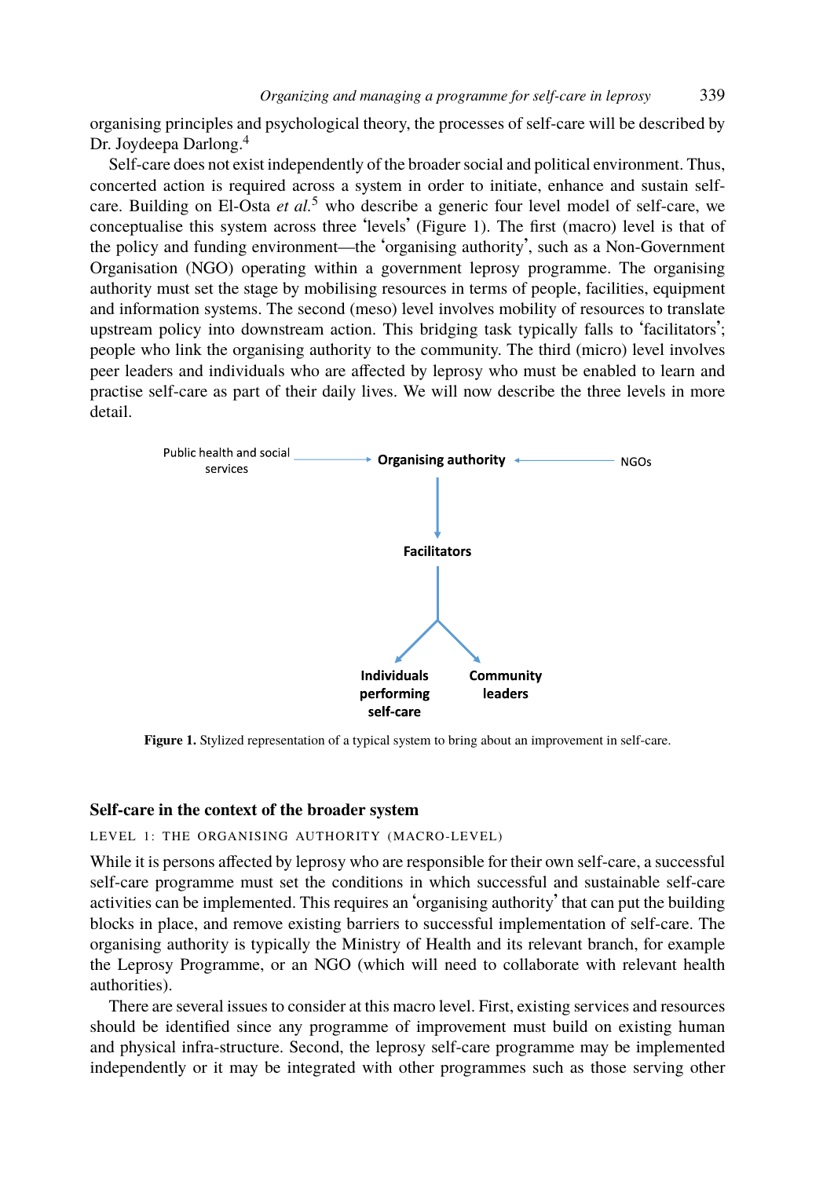organising principles and psychological theory, the processes of self-care will be described by Dr. Joydeepa Darlong.[4]

Self-care does not exist independently of the broader social and political environment. Thus, concerted action is required across a system in order to initiate, enhance and sustain self-care. Building on El-Osta *et al.*[5] who describe a generic four level model of self-care, we conceptualise this system across three 'levels' (Figure 1). The first (macro) level is that of the policy and funding environment—the 'organising authority', such as a Non-Government Organisation (NGO) operating within a government leprosy programme. The organising authority must set the stage by mobilising resources in terms of people, facilities, equipment and information systems. The second (meso) level involves mobility of resources to translate upstream policy into downstream action. This bridging task typically falls to 'facilitators'; people who link the organising authority to the community. The third (micro) level involves peer leaders and individuals who are affected by leprosy who must be enabled to learn and practise self-care as part of their daily lives. We will now describe the three levels in more detail.

Public health and social services → **Organising authority** ← NGOs

**Organising authority** → **Facilitators**

**Facilitators** → **Individuals performing self-care**; **Community leaders**

**Figure 1.** Stylized representation of a typical system to bring about an improvement in self-care.

## Self-care in the context of the broader system

### LEVEL 1: THE ORGANISING AUTHORITY (MACRO-LEVEL)

While it is persons affected by leprosy who are responsible for their own self-care, a successful self-care programme must set the conditions in which successful and sustainable self-care activities can be implemented. This requires an 'organising authority' that can put the building blocks in place, and remove existing barriers to successful implementation of self-care. The organising authority is typically the Ministry of Health and its relevant branch, for example the Leprosy Programme, or an NGO (which will need to collaborate with relevant health authorities).

There are several issues to consider at this macro level. First, existing services and resources should be identified since any programme of improvement must build on existing human and physical infra-structure. Second, the leprosy self-care programme may be implemented independently or it may be integrated with other programmes such as those serving other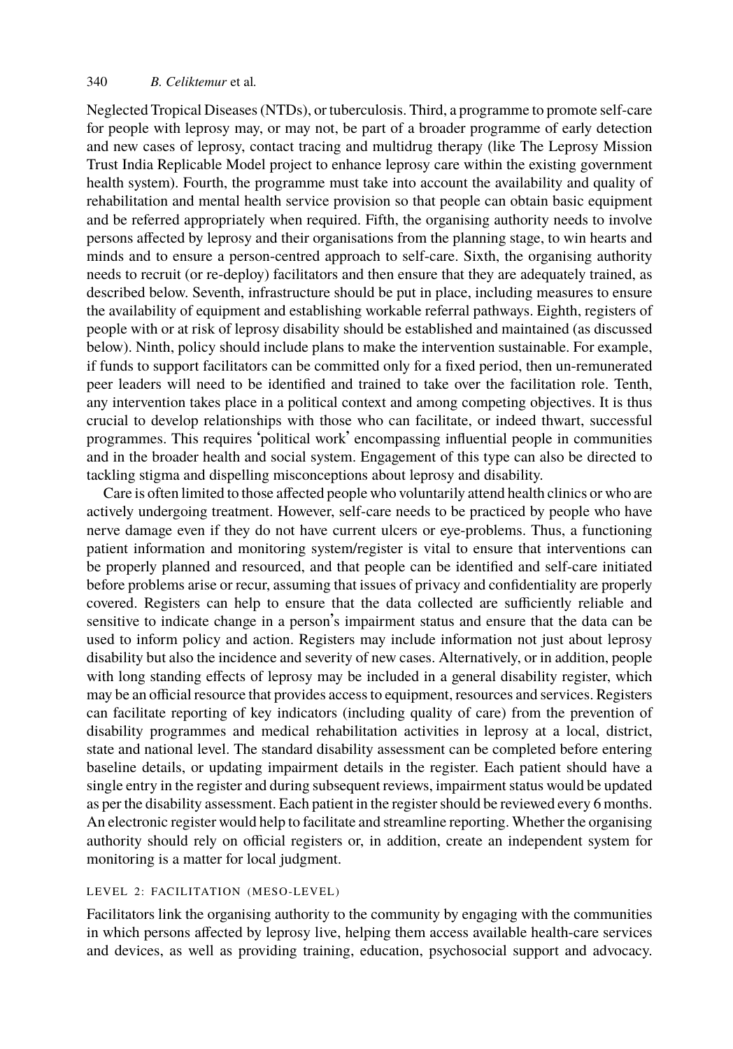Neglected Tropical Diseases (NTDs), or tuberculosis. Third, a programme to promote self-care for people with leprosy may, or may not, be part of a broader programme of early detection and new cases of leprosy, contact tracing and multidrug therapy (like The Leprosy Mission Trust India Replicable Model project to enhance leprosy care within the existing government health system). Fourth, the programme must take into account the availability and quality of rehabilitation and mental health service provision so that people can obtain basic equipment and be referred appropriately when required. Fifth, the organising authority needs to involve persons affected by leprosy and their organisations from the planning stage, to win hearts and minds and to ensure a person-centred approach to self-care. Sixth, the organising authority needs to recruit (or re-deploy) facilitators and then ensure that they are adequately trained, as described below. Seventh, infrastructure should be put in place, including measures to ensure the availability of equipment and establishing workable referral pathways. Eighth, registers of people with or at risk of leprosy disability should be established and maintained (as discussed below). Ninth, policy should include plans to make the intervention sustainable. For example, if funds to support facilitators can be committed only for a fixed period, then un-remunerated peer leaders will need to be identified and trained to take over the facilitation role. Tenth, any intervention takes place in a political context and among competing objectives. It is thus crucial to develop relationships with those who can facilitate, or indeed thwart, successful programmes. This requires 'political work' encompassing influential people in communities and in the broader health and social system. Engagement of this type can also be directed to tackling stigma and dispelling misconceptions about leprosy and disability.

Care is often limited to those affected people who voluntarily attend health clinics or who are actively undergoing treatment. However, self-care needs to be practiced by people who have nerve damage even if they do not have current ulcers or eye-problems. Thus, a functioning patient information and monitoring system/register is vital to ensure that interventions can be properly planned and resourced, and that people can be identified and self-care initiated before problems arise or recur, assuming that issues of privacy and confidentiality are properly covered. Registers can help to ensure that the data collected are sufficiently reliable and sensitive to indicate change in a person's impairment status and ensure that the data can be used to inform policy and action. Registers may include information not just about leprosy disability but also the incidence and severity of new cases. Alternatively, or in addition, people with long standing effects of leprosy may be included in a general disability register, which may be an official resource that provides access to equipment, resources and services. Registers can facilitate reporting of key indicators (including quality of care) from the prevention of disability programmes and medical rehabilitation activities in leprosy at a local, district, state and national level. The standard disability assessment can be completed before entering baseline details, or updating impairment details in the register. Each patient should have a single entry in the register and during subsequent reviews, impairment status would be updated as per the disability assessment. Each patient in the register should be reviewed every 6 months. An electronic register would help to facilitate and streamline reporting. Whether the organising authority should rely on official registers or, in addition, create an independent system for monitoring is a matter for local judgment.

### LEVEL 2: FACILITATION (MESO-LEVEL)

Facilitators link the organising authority to the community by engaging with the communities in which persons affected by leprosy live, helping them access available health-care services and devices, as well as providing training, education, psychosocial support and advocacy.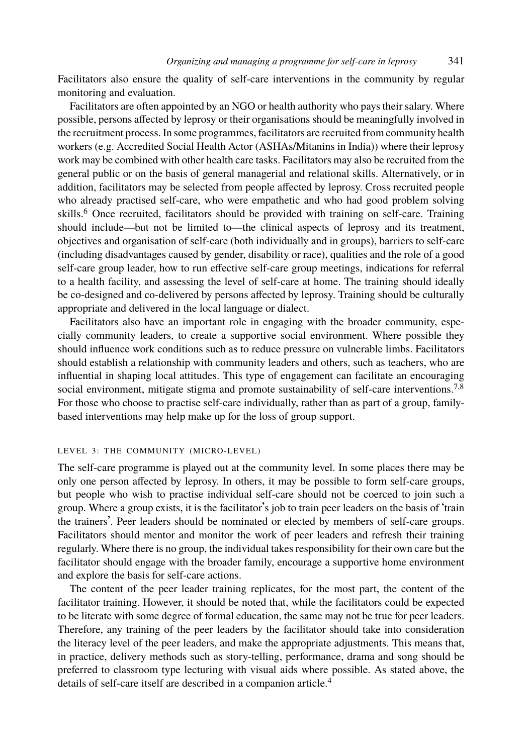Facilitators also ensure the quality of self-care interventions in the community by regular monitoring and evaluation.

Facilitators are often appointed by an NGO or health authority who pays their salary. Where possible, persons affected by leprosy or their organisations should be meaningfully involved in the recruitment process. In some programmes, facilitators are recruited from community health workers (e.g. Accredited Social Health Actor (ASHAs/Mitanins in India)) where their leprosy work may be combined with other health care tasks. Facilitators may also be recruited from the general public or on the basis of general managerial and relational skills. Alternatively, or in addition, facilitators may be selected from people affected by leprosy. Cross recruited people who already practised self-care, who were empathetic and who had good problem solving skills.[6] Once recruited, facilitators should be provided with training on self-care. Training should include—but not be limited to—the clinical aspects of leprosy and its treatment, objectives and organisation of self-care (both individually and in groups), barriers to self-care (including disadvantages caused by gender, disability or race), qualities and the role of a good self-care group leader, how to run effective self-care group meetings, indications for referral to a health facility, and assessing the level of self-care at home. The training should ideally be co-designed and co-delivered by persons affected by leprosy. Training should be culturally appropriate and delivered in the local language or dialect.

Facilitators also have an important role in engaging with the broader community, especially community leaders, to create a supportive social environment. Where possible they should influence work conditions such as to reduce pressure on vulnerable limbs. Facilitators should establish a relationship with community leaders and others, such as teachers, who are influential in shaping local attitudes. This type of engagement can facilitate an encouraging social environment, mitigate stigma and promote sustainability of self-care interventions.[7,8] For those who choose to practise self-care individually, rather than as part of a group, family-based interventions may help make up for the loss of group support.

### LEVEL 3: THE COMMUNITY (MICRO-LEVEL)

The self-care programme is played out at the community level. In some places there may be only one person affected by leprosy. In others, it may be possible to form self-care groups, but people who wish to practise individual self-care should not be coerced to join such a group. Where a group exists, it is the facilitator's job to train peer leaders on the basis of 'train the trainers'. Peer leaders should be nominated or elected by members of self-care groups. Facilitators should mentor and monitor the work of peer leaders and refresh their training regularly. Where there is no group, the individual takes responsibility for their own care but the facilitator should engage with the broader family, encourage a supportive home environment and explore the basis for self-care actions.

The content of the peer leader training replicates, for the most part, the content of the facilitator training. However, it should be noted that, while the facilitators could be expected to be literate with some degree of formal education, the same may not be true for peer leaders. Therefore, any training of the peer leaders by the facilitator should take into consideration the literacy level of the peer leaders, and make the appropriate adjustments. This means that, in practice, delivery methods such as story-telling, performance, drama and song should be preferred to classroom type lecturing with visual aids where possible. As stated above, the details of self-care itself are described in a companion article.[4]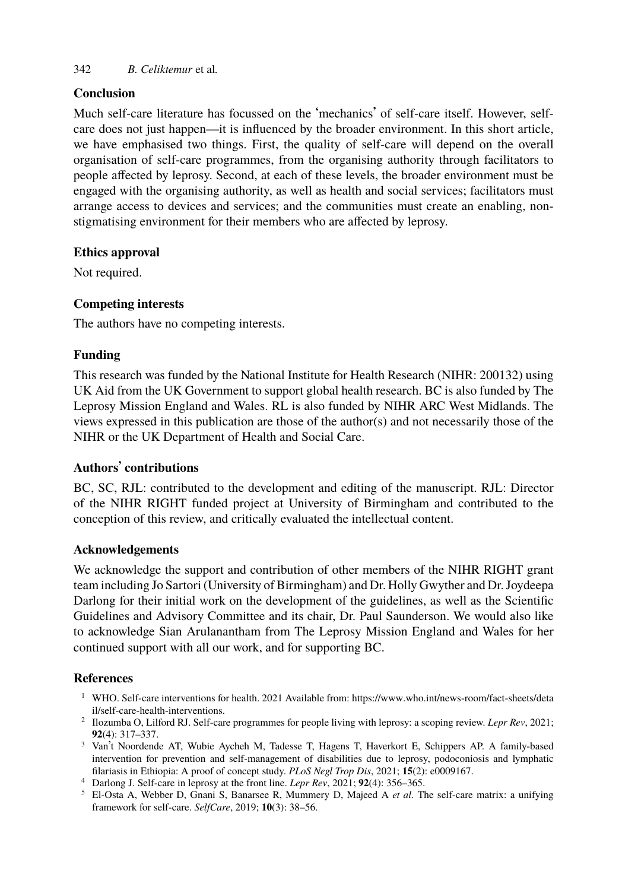## Conclusion

Much self-care literature has focussed on the 'mechanics' of self-care itself. However, self-care does not just happen—it is influenced by the broader environment. In this short article, we have emphasised two things. First, the quality of self-care will depend on the overall organisation of self-care programmes, from the organising authority through facilitators to people affected by leprosy. Second, at each of these levels, the broader environment must be engaged with the organising authority, as well as health and social services; facilitators must arrange access to devices and services; and the communities must create an enabling, non-stigmatising environment for their members who are affected by leprosy.

## Ethics approval

Not required.

## Competing interests

The authors have no competing interests.

## Funding

This research was funded by the National Institute for Health Research (NIHR: 200132) using UK Aid from the UK Government to support global health research. BC is also funded by The Leprosy Mission England and Wales. RL is also funded by NIHR ARC West Midlands. The views expressed in this publication are those of the author(s) and not necessarily those of the NIHR or the UK Department of Health and Social Care.

## Authors' contributions

BC, SC, RJL: contributed to the development and editing of the manuscript. RJL: Director of the NIHR RIGHT funded project at University of Birmingham and contributed to the conception of this review, and critically evaluated the intellectual content.

## Acknowledgements

We acknowledge the support and contribution of other members of the NIHR RIGHT grant team including Jo Sartori (University of Birmingham) and Dr. Holly Gwyther and Dr. Joydeepa Darlong for their initial work on the development of the guidelines, as well as the Scientific Guidelines and Advisory Committee and its chair, Dr. Paul Saunderson. We would also like to acknowledge Sian Arulanantham from The Leprosy Mission England and Wales for her continued support with all our work, and for supporting BC.

## References

1. WHO. Self-care interventions for health. 2021 Available from: https://www.who.int/news-room/fact-sheets/detail/self-care-health-interventions.
2. Ilozumba O, Lilford RJ. Self-care programmes for people living with leprosy: a scoping review. *Lepr Rev*, 2021; **92**(4): 317–337.
3. Van't Noordende AT, Wubie Aycheh M, Tadesse T, Hagens T, Haverkort E, Schippers AP. A family-based intervention for prevention and self-management of disabilities due to leprosy, podoconiosis and lymphatic filariasis in Ethiopia: A proof of concept study. *PLoS Negl Trop Dis*, 2021; **15**(2): e0009167.
4. Darlong J. Self-care in leprosy at the front line. *Lepr Rev*, 2021; **92**(4): 356–365.
5. El-Osta A, Webber D, Gnani S, Banarsee R, Mummery D, Majeed A *et al.* The self-care matrix: a unifying framework for self-care. *SelfCare*, 2019; **10**(3): 38–56.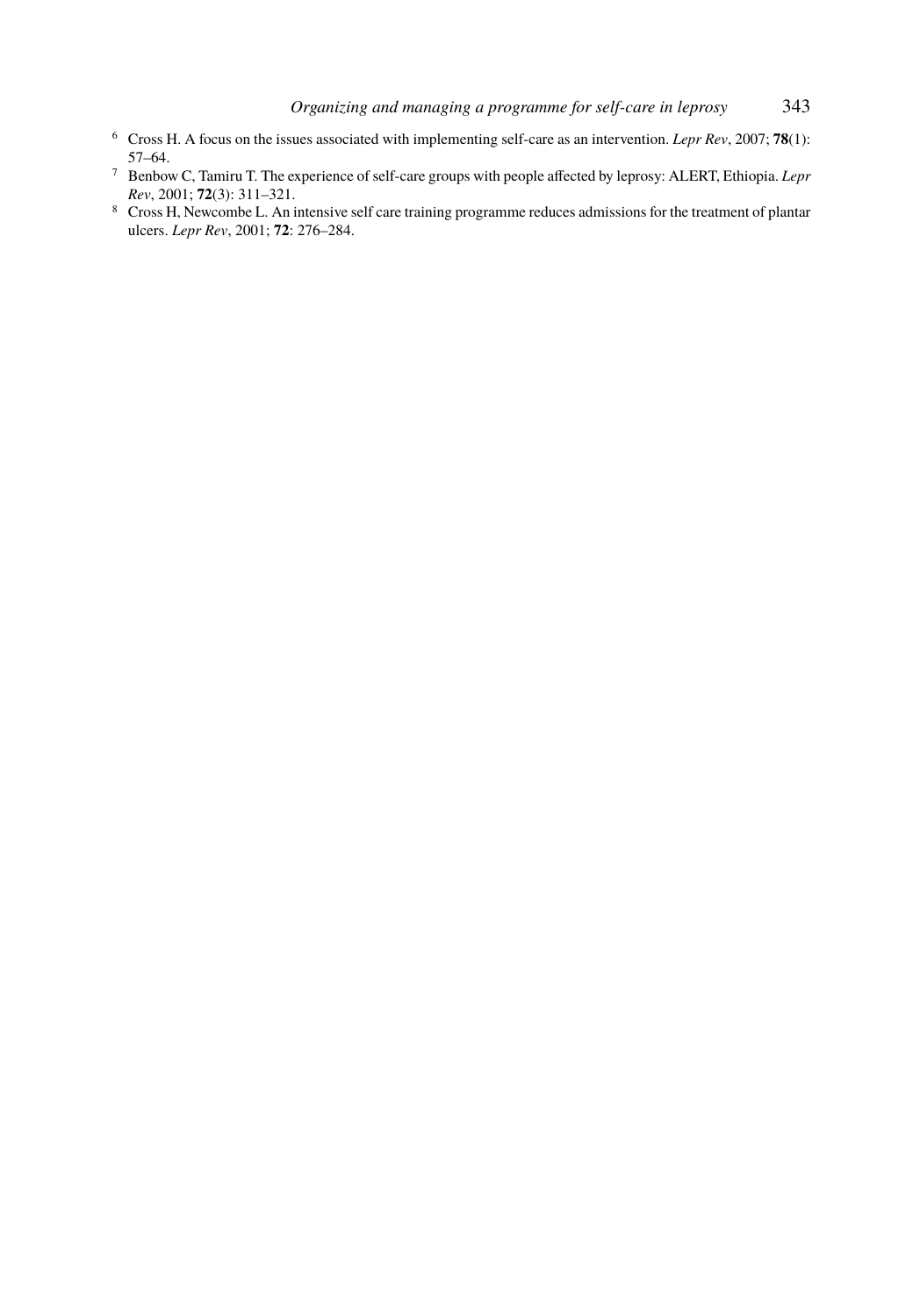6 Cross H. A focus on the issues associated with implementing self-care as an intervention. *Lepr Rev*, 2007; **78**(1): 57–64.

7 Benbow C, Tamiru T. The experience of self-care groups with people affected by leprosy: ALERT, Ethiopia. *Lepr Rev*, 2001; **72**(3): 311–321.

8 Cross H, Newcombe L. An intensive self care training programme reduces admissions for the treatment of plantar ulcers. *Lepr Rev*, 2001; **72**: 276–284.